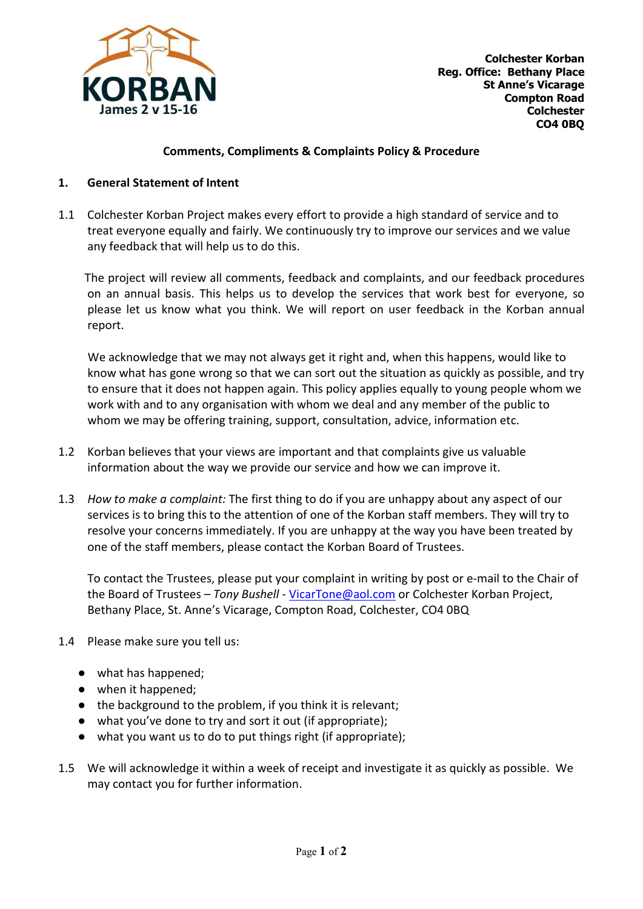KORBAN
James 2 v 15-16

**Colchester Korban**
**Reg. Office: Bethany Place**
**St Anne's Vicarage**
**Compton Road**
**Colchester**
**CO4 0BQ**

## Comments, Compliments & Complaints Policy & Procedure

### 1. General Statement of Intent

1.1 Colchester Korban Project makes every effort to provide a high standard of service and to treat everyone equally and fairly. We continuously try to improve our services and we value any feedback that will help us to do this.

The project will review all comments, feedback and complaints, and our feedback procedures on an annual basis. This helps us to develop the services that work best for everyone, so please let us know what you think. We will report on user feedback in the Korban annual report.

We acknowledge that we may not always get it right and, when this happens, would like to know what has gone wrong so that we can sort out the situation as quickly as possible, and try to ensure that it does not happen again. This policy applies equally to young people whom we work with and to any organisation with whom we deal and any member of the public to whom we may be offering training, support, consultation, advice, information etc.

1.2 Korban believes that your views are important and that complaints give us valuable information about the way we provide our service and how we can improve it.

1.3 *How to make a complaint:* The first thing to do if you are unhappy about any aspect of our services is to bring this to the attention of one of the Korban staff members. They will try to resolve your concerns immediately. If you are unhappy at the way you have been treated by one of the staff members, please contact the Korban Board of Trustees.

To contact the Trustees, please put your complaint in writing by post or e-mail to the Chair of the Board of Trustees – *Tony Bushell* - VicarTone@aol.com or Colchester Korban Project, Bethany Place, St. Anne's Vicarage, Compton Road, Colchester, CO4 0BQ

1.4 Please make sure you tell us:

- what has happened;
- when it happened;
- the background to the problem, if you think it is relevant;
- what you've done to try and sort it out (if appropriate);
- what you want us to do to put things right (if appropriate);

1.5 We will acknowledge it within a week of receipt and investigate it as quickly as possible. We may contact you for further information.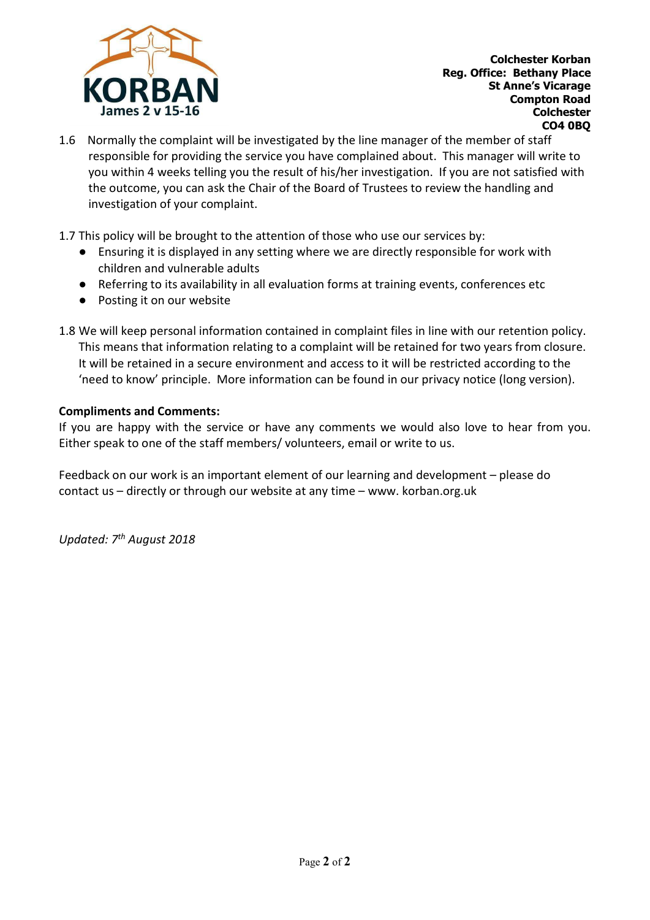Colchester Korban
Reg. Office: Bethany Place
St Anne's Vicarage
Compton Road
Colchester
CO4 0BQ

1.6 Normally the complaint will be investigated by the line manager of the member of staff responsible for providing the service you have complained about. This manager will write to you within 4 weeks telling you the result of his/her investigation. If you are not satisfied with the outcome, you can ask the Chair of the Board of Trustees to review the handling and investigation of your complaint.

1.7 This policy will be brought to the attention of those who use our services by:

- Ensuring it is displayed in any setting where we are directly responsible for work with children and vulnerable adults
- Referring to its availability in all evaluation forms at training events, conferences etc
- Posting it on our website

1.8 We will keep personal information contained in complaint files in line with our retention policy. This means that information relating to a complaint will be retained for two years from closure. It will be retained in a secure environment and access to it will be restricted according to the 'need to know' principle. More information can be found in our privacy notice (long version).

**Compliments and Comments:**

If you are happy with the service or have any comments we would also love to hear from you. Either speak to one of the staff members/ volunteers, email or write to us.

Feedback on our work is an important element of our learning and development – please do contact us – directly or through our website at any time – www. korban.org.uk

*Updated: 7th August 2018*